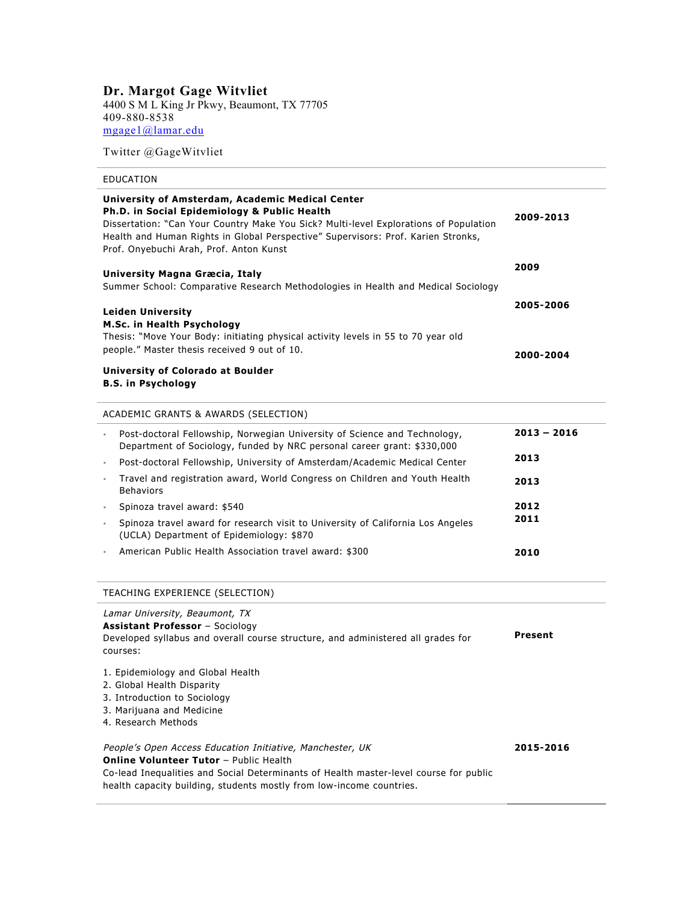# Dr. Margot Gage Witvliet

4400 S M L King Jr Pkwy, Beaumont, TX 77705
409-880-8538
mgage1@lamar.edu

Twitter @GageWitvliet

## EDUCATION

**University of Amsterdam, Academic Medical Center** — **2009-2013**
**Ph.D. in Social Epidemiology & Public Health**
Dissertation: "Can Your Country Make You Sick? Multi-level Explorations of Population Health and Human Rights in Global Perspective" Supervisors: Prof. Karien Stronks, Prof. Onyebuchi Arah, Prof. Anton Kunst

**University Magna Græcia, Italy** — **2009**
Summer School: Comparative Research Methodologies in Health and Medical Sociology

**Leiden University** — **2005-2006**
**M.Sc. in Health Psychology**
Thesis: "Move Your Body: initiating physical activity levels in 55 to 70 year old people." Master thesis received 9 out of 10.

**University of Colorado at Boulder** — **2000-2004**
**B.S. in Psychology**

## ACADEMIC GRANTS & AWARDS (SELECTION)

- Post-doctoral Fellowship, Norwegian University of Science and Technology, Department of Sociology, funded by NRC personal career grant: $330,000 — **2013 – 2016**
- Post-doctoral Fellowship, University of Amsterdam/Academic Medical Center — **2013**
- Travel and registration award, World Congress on Children and Youth Health Behaviors — **2013**
- Spinoza travel award: $540 — **2012**
- Spinoza travel award for research visit to University of California Los Angeles (UCLA) Department of Epidemiology: $870 — **2011**
- American Public Health Association travel award: $300 — **2010**

## TEACHING EXPERIENCE (SELECTION)

*Lamar University, Beaumont, TX* — **Present**
**Assistant Professor** – Sociology
Developed syllabus and overall course structure, and administered all grades for courses:

1. Epidemiology and Global Health
2. Global Health Disparity
3. Introduction to Sociology
3. Marijuana and Medicine
4. Research Methods

*People's Open Access Education Initiative, Manchester, UK* — **2015-2016**
**Online Volunteer Tutor** – Public Health
Co-lead Inequalities and Social Determinants of Health master-level course for public health capacity building, students mostly from low-income countries.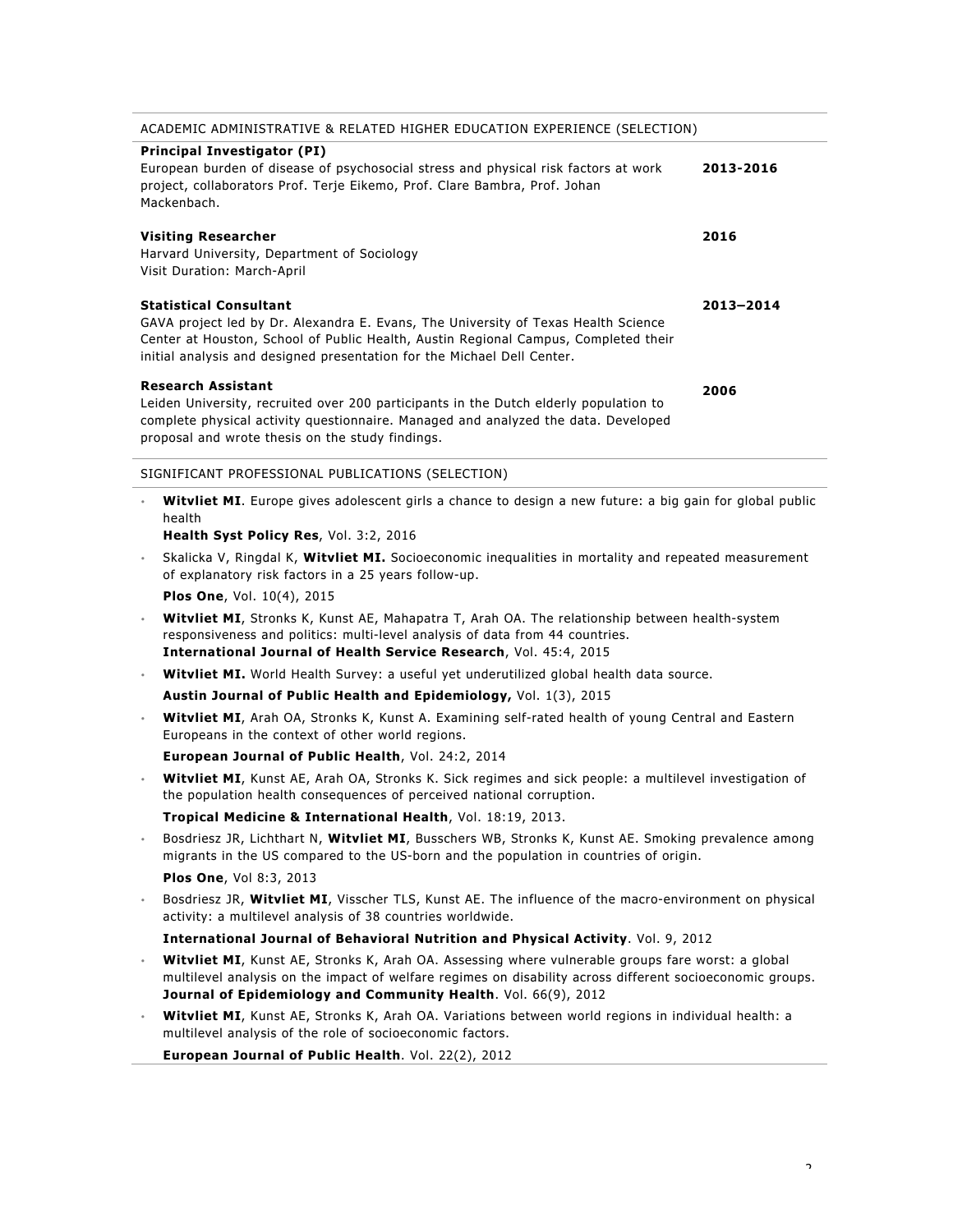## ACADEMIC ADMINISTRATIVE & RELATED HIGHER EDUCATION EXPERIENCE (SELECTION)

**Principal Investigator (PI)** — **2013-2016**
European burden of disease of psychosocial stress and physical risk factors at work project, collaborators Prof. Terje Eikemo, Prof. Clare Bambra, Prof. Johan Mackenbach.

**Visiting Researcher** — **2016**
Harvard University, Department of Sociology
Visit Duration: March-April

**Statistical Consultant** — **2013–2014**
GAVA project led by Dr. Alexandra E. Evans, The University of Texas Health Science Center at Houston, School of Public Health, Austin Regional Campus, Completed their initial analysis and designed presentation for the Michael Dell Center.

**Research Assistant** — **2006**
Leiden University, recruited over 200 participants in the Dutch elderly population to complete physical activity questionnaire. Managed and analyzed the data. Developed proposal and wrote thesis on the study findings.

## SIGNIFICANT PROFESSIONAL PUBLICATIONS (SELECTION)

- **Witvliet MI**. Europe gives adolescent girls a chance to design a new future: a big gain for global public health
  **Health Syst Policy Res**, Vol. 3:2, 2016
- Skalicka V, Ringdal K, **Witvliet MI.** Socioeconomic inequalities in mortality and repeated measurement of explanatory risk factors in a 25 years follow-up.
  **Plos One**, Vol. 10(4), 2015
- **Witvliet MI**, Stronks K, Kunst AE, Mahapatra T, Arah OA. The relationship between health-system responsiveness and politics: multi-level analysis of data from 44 countries.
  **International Journal of Health Service Research**, Vol. 45:4, 2015
- **Witvliet MI.** World Health Survey: a useful yet underutilized global health data source.
  **Austin Journal of Public Health and Epidemiology,** Vol. 1(3), 2015
- **Witvliet MI**, Arah OA, Stronks K, Kunst A. Examining self-rated health of young Central and Eastern Europeans in the context of other world regions.
  **European Journal of Public Health**, Vol. 24:2, 2014
- **Witvliet MI**, Kunst AE, Arah OA, Stronks K. Sick regimes and sick people: a multilevel investigation of the population health consequences of perceived national corruption.
  **Tropical Medicine & International Health**, Vol. 18:19, 2013.
- Bosdriesz JR, Lichthart N, **Witvliet MI**, Busschers WB, Stronks K, Kunst AE. Smoking prevalence among migrants in the US compared to the US-born and the population in countries of origin.
  **Plos One**, Vol 8:3, 2013
- Bosdriesz JR, **Witvliet MI**, Visscher TLS, Kunst AE. The influence of the macro-environment on physical activity: a multilevel analysis of 38 countries worldwide.
  **International Journal of Behavioral Nutrition and Physical Activity**. Vol. 9, 2012
- **Witvliet MI**, Kunst AE, Stronks K, Arah OA. Assessing where vulnerable groups fare worst: a global multilevel analysis on the impact of welfare regimes on disability across different socioeconomic groups.
  **Journal of Epidemiology and Community Health**. Vol. 66(9), 2012
- **Witvliet MI**, Kunst AE, Stronks K, Arah OA. Variations between world regions in individual health: a multilevel analysis of the role of socioeconomic factors.
  **European Journal of Public Health**. Vol. 22(2), 2012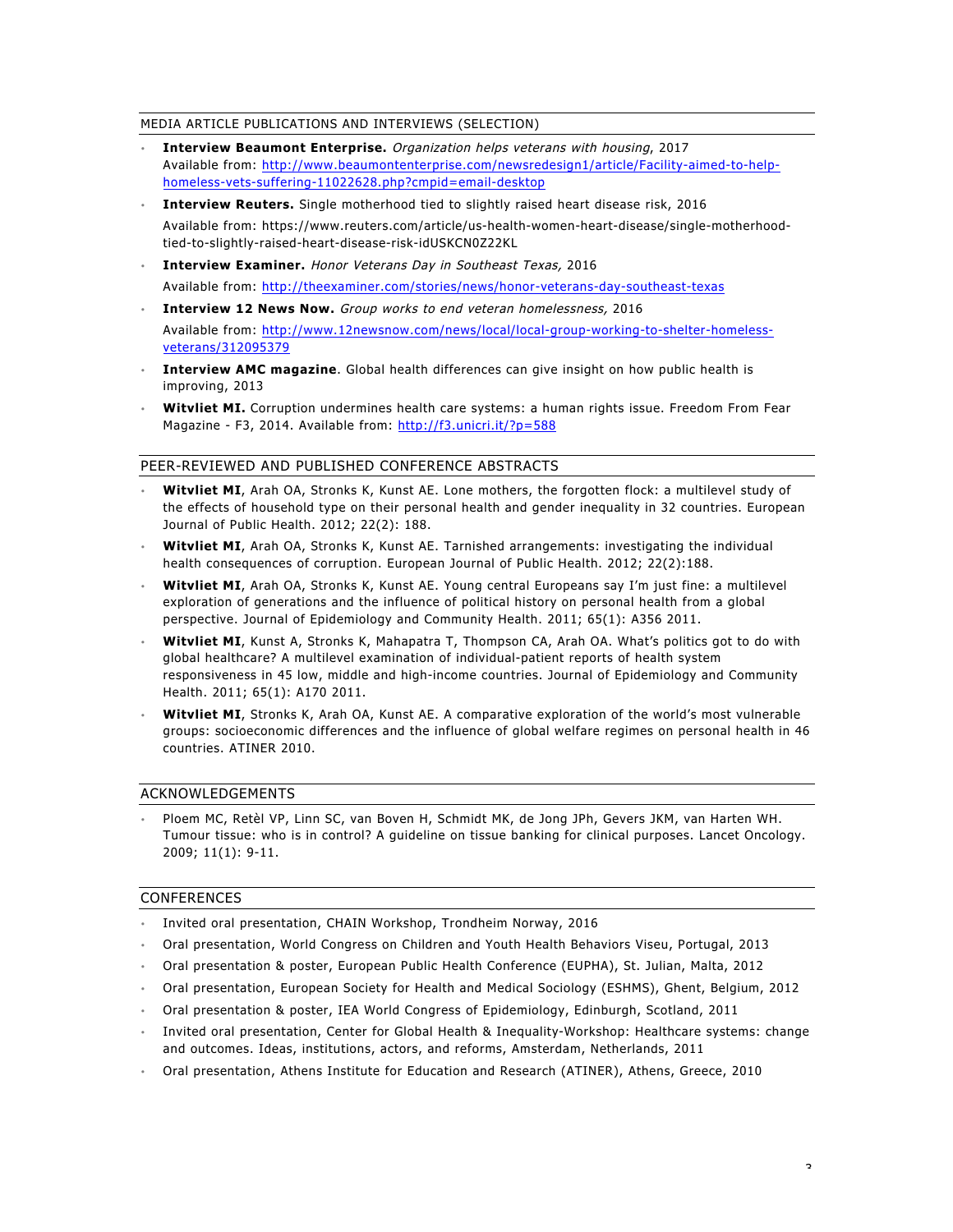## MEDIA ARTICLE PUBLICATIONS AND INTERVIEWS (SELECTION)

- **Interview Beaumont Enterprise.** *Organization helps veterans with housing*, 2017
  Available from: http://www.beaumontenterprise.com/newsredesign1/article/Facility-aimed-to-help-homeless-vets-suffering-11022628.php?cmpid=email-desktop
- **Interview Reuters.** Single motherhood tied to slightly raised heart disease risk, 2016
  Available from: https://www.reuters.com/article/us-health-women-heart-disease/single-motherhood-tied-to-slightly-raised-heart-disease-risk-idUSKCN0Z22KL
- **Interview Examiner.** *Honor Veterans Day in Southeast Texas,* 2016
  Available from: http://theexaminer.com/stories/news/honor-veterans-day-southeast-texas
- **Interview 12 News Now.** *Group works to end veteran homelessness,* 2016
  Available from: http://www.12newsnow.com/news/local/local-group-working-to-shelter-homeless-veterans/312095379
- **Interview AMC magazine**. Global health differences can give insight on how public health is improving, 2013
- **Witvliet MI.** Corruption undermines health care systems: a human rights issue. Freedom From Fear Magazine - F3, 2014. Available from: http://f3.unicri.it/?p=588

## PEER-REVIEWED AND PUBLISHED CONFERENCE ABSTRACTS

- **Witvliet MI**, Arah OA, Stronks K, Kunst AE. Lone mothers, the forgotten flock: a multilevel study of the effects of household type on their personal health and gender inequality in 32 countries. European Journal of Public Health. 2012; 22(2): 188.
- **Witvliet MI**, Arah OA, Stronks K, Kunst AE. Tarnished arrangements: investigating the individual health consequences of corruption. European Journal of Public Health. 2012; 22(2):188.
- **Witvliet MI**, Arah OA, Stronks K, Kunst AE. Young central Europeans say I'm just fine: a multilevel exploration of generations and the influence of political history on personal health from a global perspective. Journal of Epidemiology and Community Health. 2011; 65(1): A356 2011.
- **Witvliet MI**, Kunst A, Stronks K, Mahapatra T, Thompson CA, Arah OA. What's politics got to do with global healthcare? A multilevel examination of individual-patient reports of health system responsiveness in 45 low, middle and high-income countries. Journal of Epidemiology and Community Health. 2011; 65(1): A170 2011.
- **Witvliet MI**, Stronks K, Arah OA, Kunst AE. A comparative exploration of the world's most vulnerable groups: socioeconomic differences and the influence of global welfare regimes on personal health in 46 countries. ATINER 2010.

## ACKNOWLEDGEMENTS

- Ploem MC, Retèl VP, Linn SC, van Boven H, Schmidt MK, de Jong JPh, Gevers JKM, van Harten WH. Tumour tissue: who is in control? A guideline on tissue banking for clinical purposes. Lancet Oncology. 2009; 11(1): 9-11.

## CONFERENCES

- Invited oral presentation, CHAIN Workshop, Trondheim Norway, 2016
- Oral presentation, World Congress on Children and Youth Health Behaviors Viseu, Portugal, 2013
- Oral presentation & poster, European Public Health Conference (EUPHA), St. Julian, Malta, 2012
- Oral presentation, European Society for Health and Medical Sociology (ESHMS), Ghent, Belgium, 2012
- Oral presentation & poster, IEA World Congress of Epidemiology, Edinburgh, Scotland, 2011
- Invited oral presentation, Center for Global Health & Inequality-Workshop: Healthcare systems: change and outcomes. Ideas, institutions, actors, and reforms, Amsterdam, Netherlands, 2011
- Oral presentation, Athens Institute for Education and Research (ATINER), Athens, Greece, 2010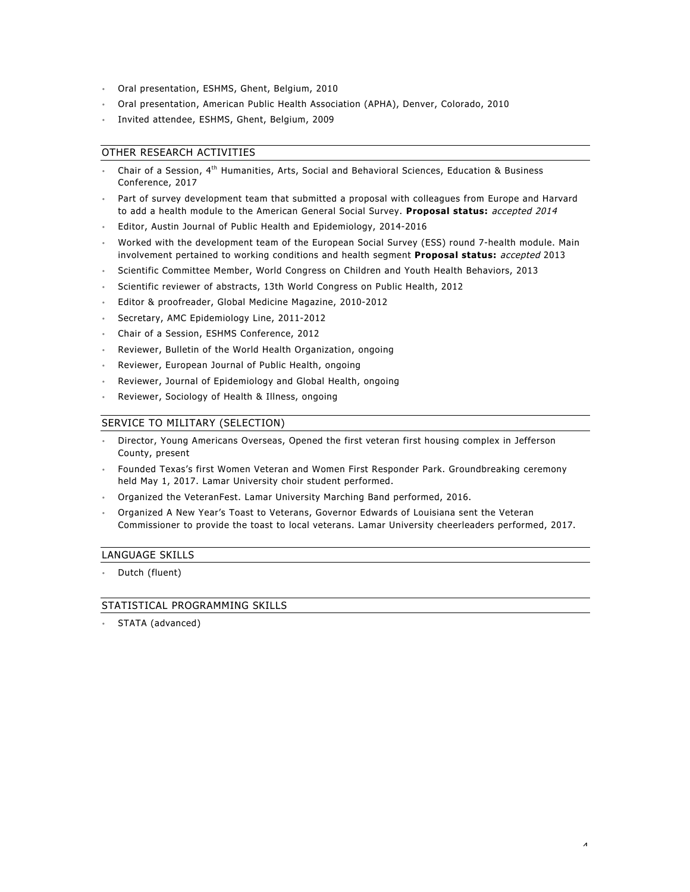- Oral presentation, ESHMS, Ghent, Belgium, 2010
- Oral presentation, American Public Health Association (APHA), Denver, Colorado, 2010
- Invited attendee, ESHMS, Ghent, Belgium, 2009

## OTHER RESEARCH ACTIVITIES

- Chair of a Session, 4th Humanities, Arts, Social and Behavioral Sciences, Education & Business Conference, 2017
- Part of survey development team that submitted a proposal with colleagues from Europe and Harvard to add a health module to the American General Social Survey. **Proposal status:** *accepted 2014*
- Editor, Austin Journal of Public Health and Epidemiology, 2014-2016
- Worked with the development team of the European Social Survey (ESS) round 7-health module. Main involvement pertained to working conditions and health segment **Proposal status:** *accepted* 2013
- Scientific Committee Member, World Congress on Children and Youth Health Behaviors, 2013
- Scientific reviewer of abstracts, 13th World Congress on Public Health, 2012
- Editor & proofreader, Global Medicine Magazine, 2010-2012
- Secretary, AMC Epidemiology Line, 2011-2012
- Chair of a Session, ESHMS Conference, 2012
- Reviewer, Bulletin of the World Health Organization, ongoing
- Reviewer, European Journal of Public Health, ongoing
- Reviewer, Journal of Epidemiology and Global Health, ongoing
- Reviewer, Sociology of Health & Illness, ongoing

## SERVICE TO MILITARY (SELECTION)

- Director, Young Americans Overseas, Opened the first veteran first housing complex in Jefferson County, present
- Founded Texas's first Women Veteran and Women First Responder Park. Groundbreaking ceremony held May 1, 2017. Lamar University choir student performed.
- Organized the VeteranFest. Lamar University Marching Band performed, 2016.
- Organized A New Year's Toast to Veterans, Governor Edwards of Louisiana sent the Veteran Commissioner to provide the toast to local veterans. Lamar University cheerleaders performed, 2017.

## LANGUAGE SKILLS

- Dutch (fluent)

## STATISTICAL PROGRAMMING SKILLS

- STATA (advanced)